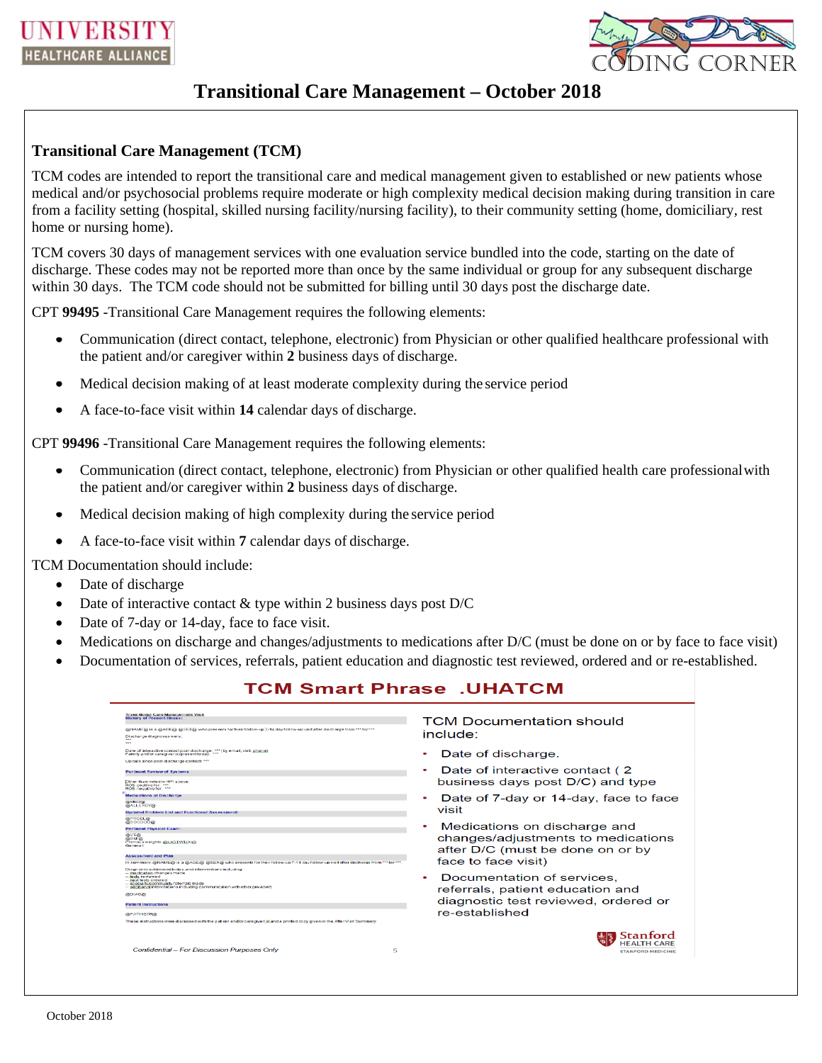# Transitional Care Management – October 2018

## Transitional Care Management (TCM)

TCM codes are intended to report the transitional care and medical management given to established or new patients whose medical and/or psychosocial problems require moderate or high complexity medical decision making during transition in care from a facility setting (hospital, skilled nursing facility/nursing facility), to their community setting (home, domiciliary, rest home or nursing home).

TCM covers 30 days of management services with one evaluation service bundled into the code, starting on the date of discharge. These codes may not be reported more than once by the same individual or group for any subsequent discharge within 30 days. The TCM code should not be submitted for billing until 30 days post the discharge date.

CPT **99495** -Transitional Care Management requires the following elements:

- Communication (direct contact, telephone, electronic) from Physician or other qualified healthcare professional with the patient and/or caregiver within **2** business days of discharge.
- Medical decision making of at least moderate complexity during the service period
- A face-to-face visit within **14** calendar days of discharge.

CPT **99496** -Transitional Care Management requires the following elements:

- Communication (direct contact, telephone, electronic) from Physician or other qualified health care professional with the patient and/or caregiver within **2** business days of discharge.
- Medical decision making of high complexity during the service period
- A face-to-face visit within **7** calendar days of discharge.

TCM Documentation should include:

- Date of discharge
- Date of interactive contact & type within 2 business days post D/C
- Date of 7-day or 14-day, face to face visit.
- Medications on discharge and changes/adjustments to medications after D/C (must be done on or by face to face visit)
- Documentation of services, referrals, patient education and diagnostic test reviewed, ordered and or re-established.

## TCM Smart Phrase .UHATCM

TCM Documentation should include:

- Date of discharge.
- Date of interactive contact ( 2 business days post D/C) and type
- Date of 7-day or 14-day, face to face visit
- Medications on discharge and changes/adjustments to medications after D/C (must be done on or by face to face visit)
- Documentation of services, referrals, patient education and diagnostic test reviewed, ordered or re-established

*Confidential – For Discussion Purposes Only*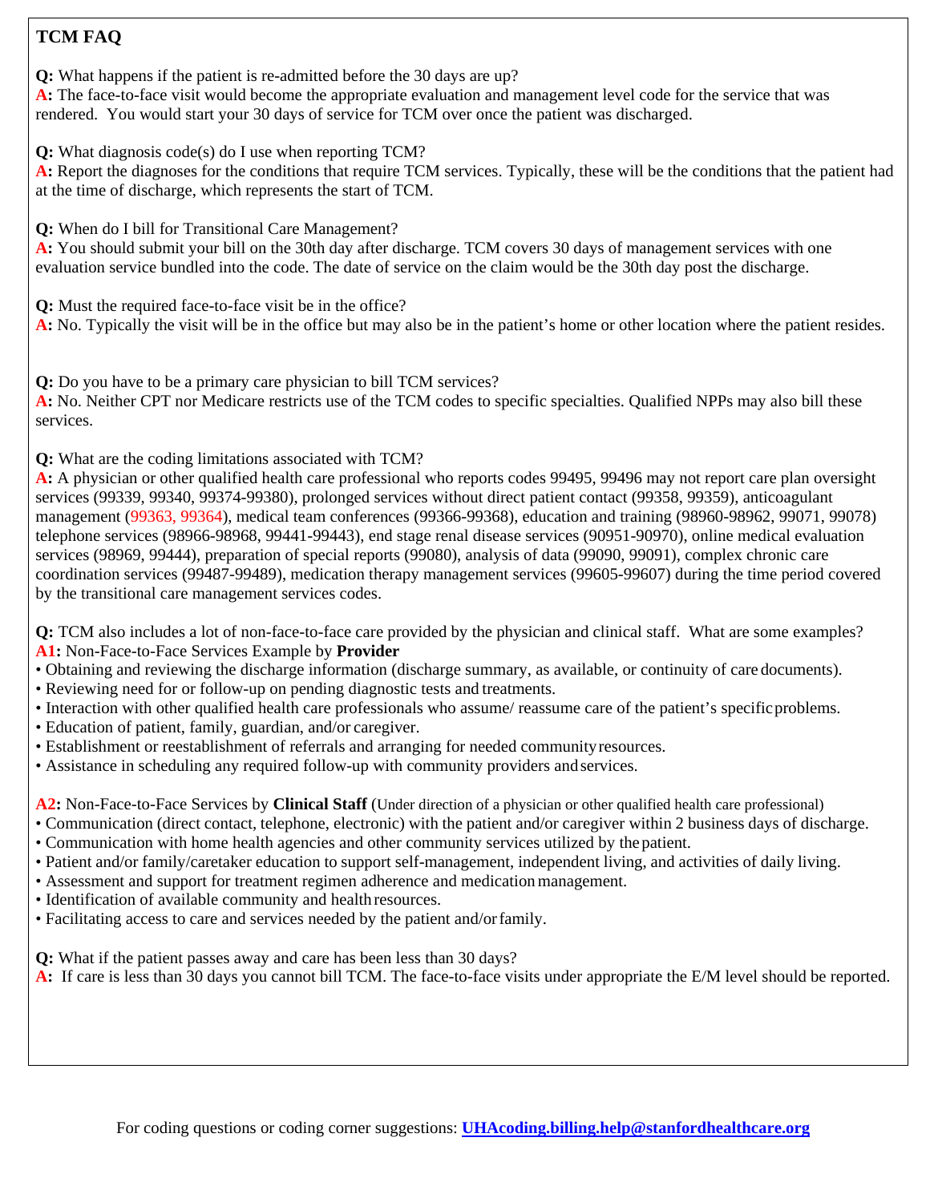## TCM FAQ

**Q:** What happens if the patient is re-admitted before the 30 days are up?
**A:** The face-to-face visit would become the appropriate evaluation and management level code for the service that was rendered. You would start your 30 days of service for TCM over once the patient was discharged.

**Q:** What diagnosis code(s) do I use when reporting TCM?
**A:** Report the diagnoses for the conditions that require TCM services. Typically, these will be the conditions that the patient had at the time of discharge, which represents the start of TCM.

**Q:** When do I bill for Transitional Care Management?
**A:** You should submit your bill on the 30th day after discharge. TCM covers 30 days of management services with one evaluation service bundled into the code. The date of service on the claim would be the 30th day post the discharge.

**Q:** Must the required face-to-face visit be in the office?
**A:** No. Typically the visit will be in the office but may also be in the patient's home or other location where the patient resides.

**Q:** Do you have to be a primary care physician to bill TCM services?
**A:** No. Neither CPT nor Medicare restricts use of the TCM codes to specific specialties. Qualified NPPs may also bill these services.

**Q:** What are the coding limitations associated with TCM?
**A:** A physician or other qualified health care professional who reports codes 99495, 99496 may not report care plan oversight services (99339, 99340, 99374-99380), prolonged services without direct patient contact (99358, 99359), anticoagulant management (99363, 99364), medical team conferences (99366-99368), education and training (98960-98962, 99071, 99078) telephone services (98966-98968, 99441-99443), end stage renal disease services (90951-90970), online medical evaluation services (98969, 99444), preparation of special reports (99080), analysis of data (99090, 99091), complex chronic care coordination services (99487-99489), medication therapy management services (99605-99607) during the time period covered by the transitional care management services codes.

**Q:** TCM also includes a lot of non-face-to-face care provided by the physician and clinical staff. What are some examples?
**A1:** Non-Face-to-Face Services Example by **Provider**

- Obtaining and reviewing the discharge information (discharge summary, as available, or continuity of care documents).
- Reviewing need for or follow-up on pending diagnostic tests and treatments.
- Interaction with other qualified health care professionals who assume/ reassume care of the patient's specific problems.
- Education of patient, family, guardian, and/or caregiver.
- Establishment or reestablishment of referrals and arranging for needed community resources.
- Assistance in scheduling any required follow-up with community providers and services.

**A2:** Non-Face-to-Face Services by **Clinical Staff** (Under direction of a physician or other qualified health care professional)

- Communication (direct contact, telephone, electronic) with the patient and/or caregiver within 2 business days of discharge.
- Communication with home health agencies and other community services utilized by the patient.
- Patient and/or family/caretaker education to support self-management, independent living, and activities of daily living.
- Assessment and support for treatment regimen adherence and medication management.
- Identification of available community and health resources.
- Facilitating access to care and services needed by the patient and/or family.

**Q:** What if the patient passes away and care has been less than 30 days?
**A:** If care is less than 30 days you cannot bill TCM. The face-to-face visits under appropriate the E/M level should be reported.

For coding questions or coding corner suggestions: **UHAcoding.billing.help@stanfordhealthcare.org**